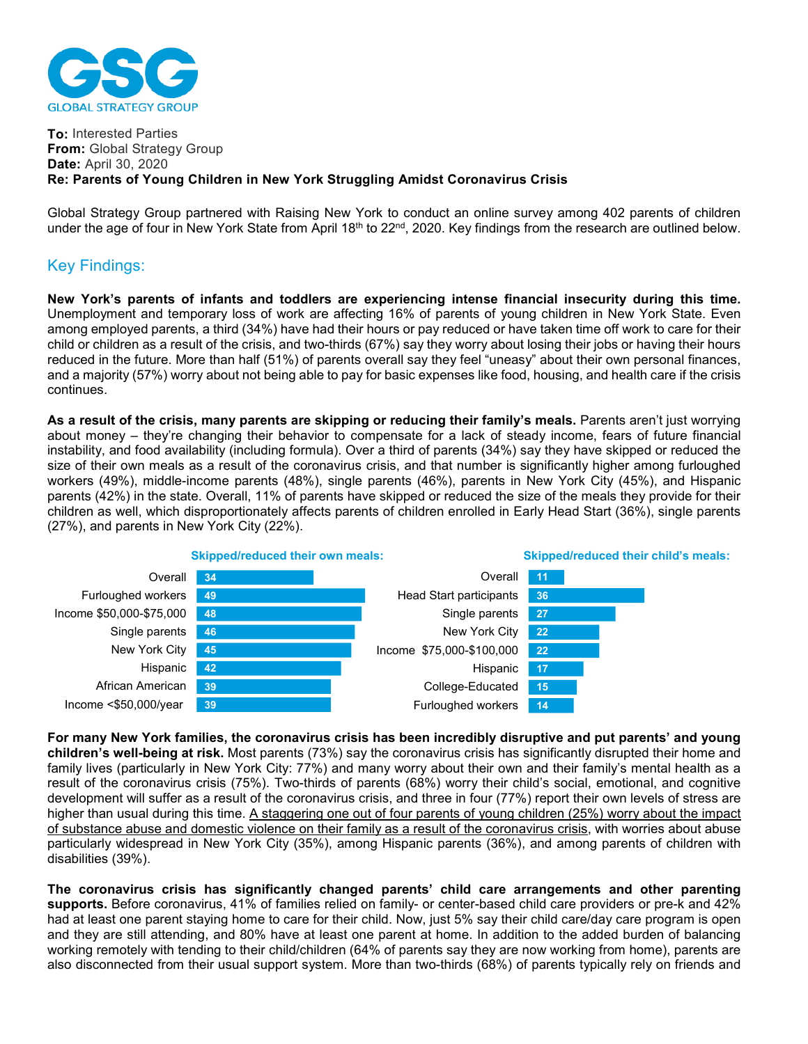GSG
GLOBAL STRATEGY GROUP

**To:** Interested Parties
**From:** Global Strategy Group
**Date:** April 30, 2020
**Re: Parents of Young Children in New York Struggling Amidst Coronavirus Crisis**

Global Strategy Group partnered with Raising New York to conduct an online survey among 402 parents of children under the age of four in New York State from April 18th to 22nd, 2020. Key findings from the research are outlined below.

## Key Findings:

**New York's parents of infants and toddlers are experiencing intense financial insecurity during this time.** Unemployment and temporary loss of work are affecting 16% of parents of young children in New York State. Even among employed parents, a third (34%) have had their hours or pay reduced or have taken time off work to care for their child or children as a result of the crisis, and two-thirds (67%) say they worry about losing their jobs or having their hours reduced in the future. More than half (51%) of parents overall say they feel "uneasy" about their own personal finances, and a majority (57%) worry about not being able to pay for basic expenses like food, housing, and health care if the crisis continues.

**As a result of the crisis, many parents are skipping or reducing their family's meals.** Parents aren't just worrying about money – they're changing their behavior to compensate for a lack of steady income, fears of future financial instability, and food availability (including formula). Over a third of parents (34%) say they have skipped or reduced the size of their own meals as a result of the coronavirus crisis, and that number is significantly higher among furloughed workers (49%), middle-income parents (48%), single parents (46%), parents in New York City (45%), and Hispanic parents (42%) in the state. Overall, 11% of parents have skipped or reduced the size of the meals they provide for their children as well, which disproportionately affects parents of children enrolled in Early Head Start (36%), single parents (27%), and parents in New York City (22%).

**Skipped/reduced their own meals:**

| Group | % |
|---|---|
| Overall | 34 |
| Furloughed workers | 49 |
| Income $50,000-$75,000 | 48 |
| Single parents | 46 |
| New York City | 45 |
| Hispanic | 42 |
| African American | 39 |
| Income <$50,000/year | 39 |

**Skipped/reduced their child's meals:**

| Group | % |
|---|---|
| Overall | 11 |
| Head Start participants | 36 |
| Single parents | 27 |
| New York City | 22 |
| Income $75,000-$100,000 | 22 |
| Hispanic | 17 |
| College-Educated | 15 |
| Furloughed workers | 14 |

**For many New York families, the coronavirus crisis has been incredibly disruptive and put parents' and young children's well-being at risk.** Most parents (73%) say the coronavirus crisis has significantly disrupted their home and family lives (particularly in New York City: 77%) and many worry about their own and their family's mental health as a result of the coronavirus crisis (75%). Two-thirds of parents (68%) worry their child's social, emotional, and cognitive development will suffer as a result of the coronavirus crisis, and three in four (77%) report their own levels of stress are higher than usual during this time. <u>A staggering one out of four parents of young children (25%) worry about the impact of substance abuse and domestic violence on their family as a result of the coronavirus crisis</u>, with worries about abuse particularly widespread in New York City (35%), among Hispanic parents (36%), and among parents of children with disabilities (39%).

**The coronavirus crisis has significantly changed parents' child care arrangements and other parenting supports.** Before coronavirus, 41% of families relied on family- or center-based child care providers or pre-k and 42% had at least one parent staying home to care for their child. Now, just 5% say their child care/day care program is open and they are still attending, and 80% have at least one parent at home. In addition to the added burden of balancing working remotely with tending to their child/children (64% of parents say they are now working from home), parents are also disconnected from their usual support system. More than two-thirds (68%) of parents typically rely on friends and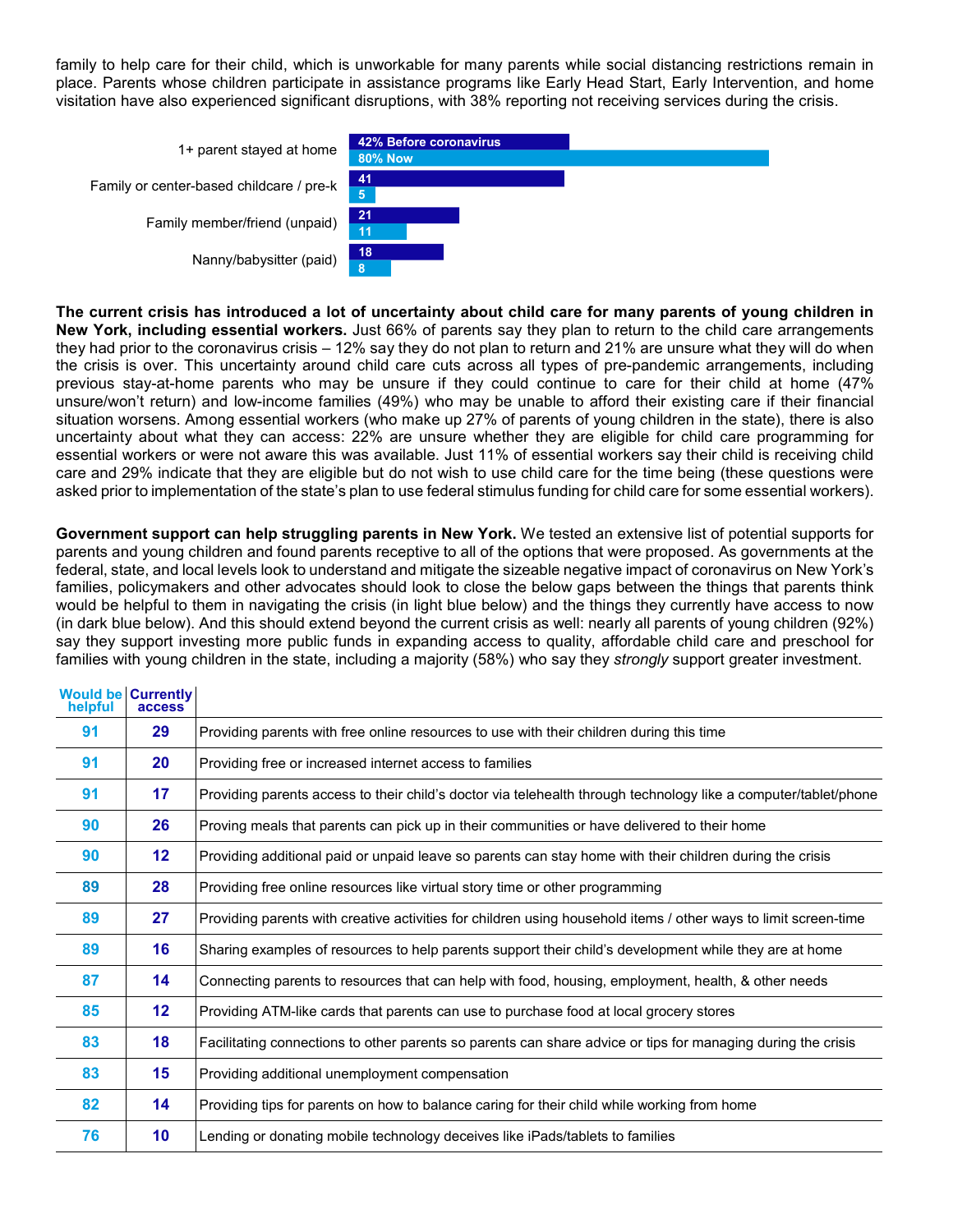family to help care for their child, which is unworkable for many parents while social distancing restrictions remain in place. Parents whose children participate in assistance programs like Early Head Start, Early Intervention, and home visitation have also experienced significant disruptions, with 38% reporting not receiving services during the crisis.

| | Before coronavirus | Now |
|---|---|---|
| 1+ parent stayed at home | 42% | 80% |
| Family or center-based childcare / pre-k | 41 | 5 |
| Family member/friend (unpaid) | 21 | 11 |
| Nanny/babysitter (paid) | 18 | 8 |

**The current crisis has introduced a lot of uncertainty about child care for many parents of young children in New York, including essential workers.** Just 66% of parents say they plan to return to the child care arrangements they had prior to the coronavirus crisis – 12% say they do not plan to return and 21% are unsure what they will do when the crisis is over. This uncertainty around child care cuts across all types of pre-pandemic arrangements, including previous stay-at-home parents who may be unsure if they could continue to care for their child at home (47% unsure/won't return) and low-income families (49%) who may be unable to afford their existing care if their financial situation worsens. Among essential workers (who make up 27% of parents of young children in the state), there is also uncertainty about what they can access: 22% are unsure whether they are eligible for child care programming for essential workers or were not aware this was available. Just 11% of essential workers say their child is receiving child care and 29% indicate that they are eligible but do not wish to use child care for the time being (these questions were asked prior to implementation of the state's plan to use federal stimulus funding for child care for some essential workers).

**Government support can help struggling parents in New York.** We tested an extensive list of potential supports for parents and young children and found parents receptive to all of the options that were proposed. As governments at the federal, state, and local levels look to understand and mitigate the sizeable negative impact of coronavirus on New York's families, policymakers and other advocates should look to close the below gaps between the things that parents think would be helpful to them in navigating the crisis (in light blue below) and the things they currently have access to now (in dark blue below). And this should extend beyond the current crisis as well: nearly all parents of young children (92%) say they support investing more public funds in expanding access to quality, affordable child care and preschool for families with young children in the state, including a majority (58%) who say they *strongly* support greater investment.

| Would be helpful | Currently access | |
|---|---|---|
| 91 | 29 | Providing parents with free online resources to use with their children during this time |
| 91 | 20 | Providing free or increased internet access to families |
| 91 | 17 | Providing parents access to their child's doctor via telehealth through technology like a computer/tablet/phone |
| 90 | 26 | Proving meals that parents can pick up in their communities or have delivered to their home |
| 90 | 12 | Providing additional paid or unpaid leave so parents can stay home with their children during the crisis |
| 89 | 28 | Providing free online resources like virtual story time or other programming |
| 89 | 27 | Providing parents with creative activities for children using household items / other ways to limit screen-time |
| 89 | 16 | Sharing examples of resources to help parents support their child's development while they are at home |
| 87 | 14 | Connecting parents to resources that can help with food, housing, employment, health, & other needs |
| 85 | 12 | Providing ATM-like cards that parents can use to purchase food at local grocery stores |
| 83 | 18 | Facilitating connections to other parents so parents can share advice or tips for managing during the crisis |
| 83 | 15 | Providing additional unemployment compensation |
| 82 | 14 | Providing tips for parents on how to balance caring for their child while working from home |
| 76 | 10 | Lending or donating mobile technology deceives like iPads/tablets to families |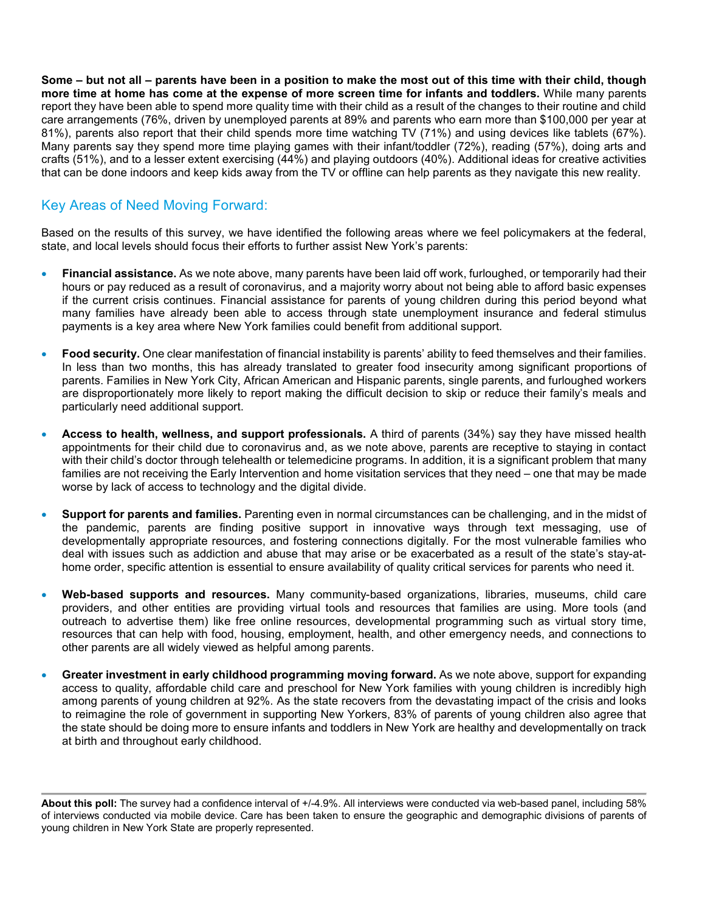**Some – but not all – parents have been in a position to make the most out of this time with their child, though more time at home has come at the expense of more screen time for infants and toddlers.** While many parents report they have been able to spend more quality time with their child as a result of the changes to their routine and child care arrangements (76%, driven by unemployed parents at 89% and parents who earn more than $100,000 per year at 81%), parents also report that their child spends more time watching TV (71%) and using devices like tablets (67%). Many parents say they spend more time playing games with their infant/toddler (72%), reading (57%), doing arts and crafts (51%), and to a lesser extent exercising (44%) and playing outdoors (40%). Additional ideas for creative activities that can be done indoors and keep kids away from the TV or offline can help parents as they navigate this new reality.

## Key Areas of Need Moving Forward:

Based on the results of this survey, we have identified the following areas where we feel policymakers at the federal, state, and local levels should focus their efforts to further assist New York's parents:

- **Financial assistance.** As we note above, many parents have been laid off work, furloughed, or temporarily had their hours or pay reduced as a result of coronavirus, and a majority worry about not being able to afford basic expenses if the current crisis continues. Financial assistance for parents of young children during this period beyond what many families have already been able to access through state unemployment insurance and federal stimulus payments is a key area where New York families could benefit from additional support.

- **Food security.** One clear manifestation of financial instability is parents' ability to feed themselves and their families. In less than two months, this has already translated to greater food insecurity among significant proportions of parents. Families in New York City, African American and Hispanic parents, single parents, and furloughed workers are disproportionately more likely to report making the difficult decision to skip or reduce their family's meals and particularly need additional support.

- **Access to health, wellness, and support professionals.** A third of parents (34%) say they have missed health appointments for their child due to coronavirus and, as we note above, parents are receptive to staying in contact with their child's doctor through telehealth or telemedicine programs. In addition, it is a significant problem that many families are not receiving the Early Intervention and home visitation services that they need – one that may be made worse by lack of access to technology and the digital divide.

- **Support for parents and families.** Parenting even in normal circumstances can be challenging, and in the midst of the pandemic, parents are finding positive support in innovative ways through text messaging, use of developmentally appropriate resources, and fostering connections digitally. For the most vulnerable families who deal with issues such as addiction and abuse that may arise or be exacerbated as a result of the state's stay-at-home order, specific attention is essential to ensure availability of quality critical services for parents who need it.

- **Web-based supports and resources.** Many community-based organizations, libraries, museums, child care providers, and other entities are providing virtual tools and resources that families are using. More tools (and outreach to advertise them) like free online resources, developmental programming such as virtual story time, resources that can help with food, housing, employment, health, and other emergency needs, and connections to other parents are all widely viewed as helpful among parents.

- **Greater investment in early childhood programming moving forward.** As we note above, support for expanding access to quality, affordable child care and preschool for New York families with young children is incredibly high among parents of young children at 92%. As the state recovers from the devastating impact of the crisis and looks to reimagine the role of government in supporting New Yorkers, 83% of parents of young children also agree that the state should be doing more to ensure infants and toddlers in New York are healthy and developmentally on track at birth and throughout early childhood.

---

**About this poll:** The survey had a confidence interval of +/-4.9%. All interviews were conducted via web-based panel, including 58% of interviews conducted via mobile device. Care has been taken to ensure the geographic and demographic divisions of parents of young children in New York State are properly represented.